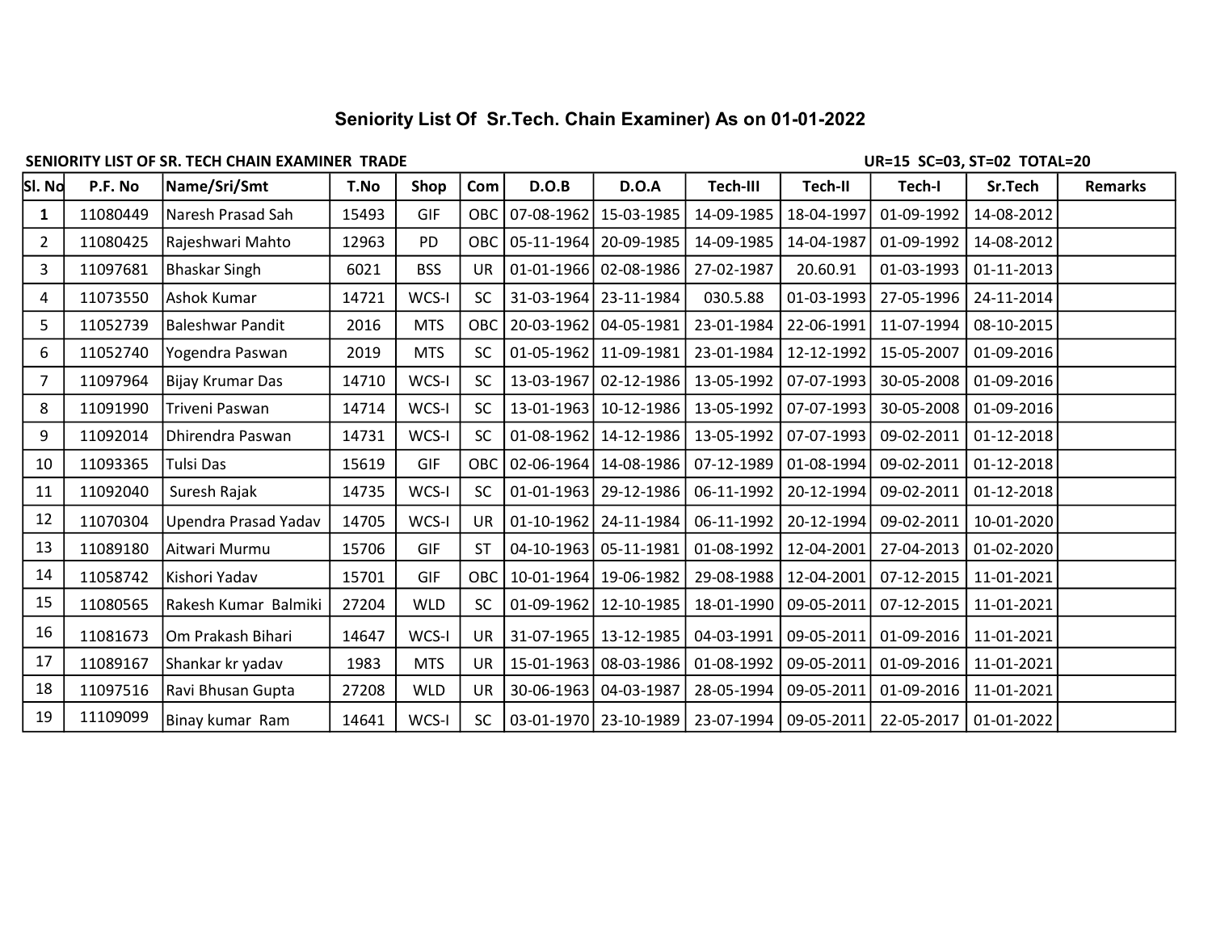# Seniority List Of Sr.Tech. Chain Examiner) As on 01-01-2022

**SENIORITY LIST OF SR. TECH CHAIN EXAMINER TRADE** **UR=15 SC=03, ST=02 TOTAL=20**

| Sl. No | P.F. No | Name/Sri/Smt | T.No | Shop | Com | D.O.B | D.O.A | Tech-III | Tech-II | Tech-I | Sr.Tech | Remarks |
|---|---|---|---|---|---|---|---|---|---|---|---|---|
| 1 | 11080449 | Naresh Prasad Sah | 15493 | GIF | OBC | 07-08-1962 | 15-03-1985 | 14-09-1985 | 18-04-1997 | 01-09-1992 | 14-08-2012 | |
| 2 | 11080425 | Rajeshwari Mahto | 12963 | PD | OBC | 05-11-1964 | 20-09-1985 | 14-09-1985 | 14-04-1987 | 01-09-1992 | 14-08-2012 | |
| 3 | 11097681 | Bhaskar Singh | 6021 | BSS | UR | 01-01-1966 | 02-08-1986 | 27-02-1987 | 20.60.91 | 01-03-1993 | 01-11-2013 | |
| 4 | 11073550 | Ashok Kumar | 14721 | WCS-I | SC | 31-03-1964 | 23-11-1984 | 030.5.88 | 01-03-1993 | 27-05-1996 | 24-11-2014 | |
| 5 | 11052739 | Baleshwar Pandit | 2016 | MTS | OBC | 20-03-1962 | 04-05-1981 | 23-01-1984 | 22-06-1991 | 11-07-1994 | 08-10-2015 | |
| 6 | 11052740 | Yogendra Paswan | 2019 | MTS | SC | 01-05-1962 | 11-09-1981 | 23-01-1984 | 12-12-1992 | 15-05-2007 | 01-09-2016 | |
| 7 | 11097964 | Bijay Krumar Das | 14710 | WCS-I | SC | 13-03-1967 | 02-12-1986 | 13-05-1992 | 07-07-1993 | 30-05-2008 | 01-09-2016 | |
| 8 | 11091990 | Triveni Paswan | 14714 | WCS-I | SC | 13-01-1963 | 10-12-1986 | 13-05-1992 | 07-07-1993 | 30-05-2008 | 01-09-2016 | |
| 9 | 11092014 | Dhirendra Paswan | 14731 | WCS-I | SC | 01-08-1962 | 14-12-1986 | 13-05-1992 | 07-07-1993 | 09-02-2011 | 01-12-2018 | |
| 10 | 11093365 | Tulsi Das | 15619 | GIF | OBC | 02-06-1964 | 14-08-1986 | 07-12-1989 | 01-08-1994 | 09-02-2011 | 01-12-2018 | |
| 11 | 11092040 | Suresh Rajak | 14735 | WCS-I | SC | 01-01-1963 | 29-12-1986 | 06-11-1992 | 20-12-1994 | 09-02-2011 | 01-12-2018 | |
| 12 | 11070304 | Upendra Prasad Yadav | 14705 | WCS-I | UR | 01-10-1962 | 24-11-1984 | 06-11-1992 | 20-12-1994 | 09-02-2011 | 10-01-2020 | |
| 13 | 11089180 | Aitwari Murmu | 15706 | GIF | ST | 04-10-1963 | 05-11-1981 | 01-08-1992 | 12-04-2001 | 27-04-2013 | 01-02-2020 | |
| 14 | 11058742 | Kishori Yadav | 15701 | GIF | OBC | 10-01-1964 | 19-06-1982 | 29-08-1988 | 12-04-2001 | 07-12-2015 | 11-01-2021 | |
| 15 | 11080565 | Rakesh Kumar Balmiki | 27204 | WLD | SC | 01-09-1962 | 12-10-1985 | 18-01-1990 | 09-05-2011 | 07-12-2015 | 11-01-2021 | |
| 16 | 11081673 | Om Prakash Bihari | 14647 | WCS-I | UR | 31-07-1965 | 13-12-1985 | 04-03-1991 | 09-05-2011 | 01-09-2016 | 11-01-2021 | |
| 17 | 11089167 | Shankar kr yadav | 1983 | MTS | UR | 15-01-1963 | 08-03-1986 | 01-08-1992 | 09-05-2011 | 01-09-2016 | 11-01-2021 | |
| 18 | 11097516 | Ravi Bhusan Gupta | 27208 | WLD | UR | 30-06-1963 | 04-03-1987 | 28-05-1994 | 09-05-2011 | 01-09-2016 | 11-01-2021 | |
| 19 | 11109099 | Binay kumar Ram | 14641 | WCS-I | SC | 03-01-1970 | 23-10-1989 | 23-07-1994 | 09-05-2011 | 22-05-2017 | 01-01-2022 | |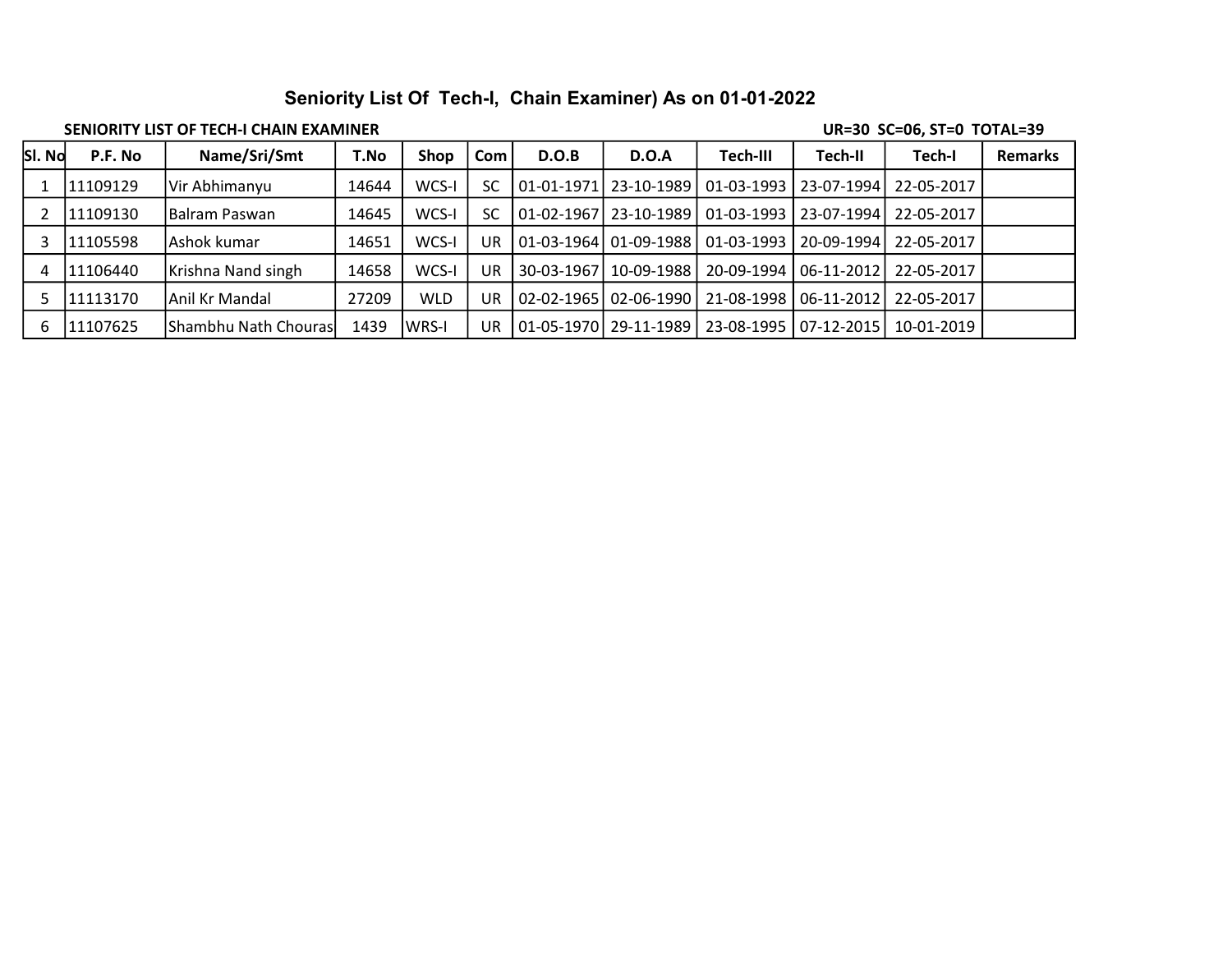# Seniority List Of Tech-I, Chain Examiner) As on 01-01-2022

**SENIORITY LIST OF TECH-I CHAIN EXAMINER** **UR=30 SC=06, ST=0 TOTAL=39**

| Sl. No | P.F. No | Name/Sri/Smt | T.No | Shop | Com | D.O.B | D.O.A | Tech-III | Tech-II | Tech-I | Remarks |
|---|---|---|---|---|---|---|---|---|---|---|---|
| 1 | 11109129 | Vir Abhimanyu | 14644 | WCS-I | SC | 01-01-1971 | 23-10-1989 | 01-03-1993 | 23-07-1994 | 22-05-2017 | |
| 2 | 11109130 | Balram Paswan | 14645 | WCS-I | SC | 01-02-1967 | 23-10-1989 | 01-03-1993 | 23-07-1994 | 22-05-2017 | |
| 3 | 11105598 | Ashok kumar | 14651 | WCS-I | UR | 01-03-1964 | 01-09-1988 | 01-03-1993 | 20-09-1994 | 22-05-2017 | |
| 4 | 11106440 | Krishna Nand singh | 14658 | WCS-I | UR | 30-03-1967 | 10-09-1988 | 20-09-1994 | 06-11-2012 | 22-05-2017 | |
| 5 | 11113170 | Anil Kr Mandal | 27209 | WLD | UR | 02-02-1965 | 02-06-1990 | 21-08-1998 | 06-11-2012 | 22-05-2017 | |
| 6 | 11107625 | Shambhu Nath Chouras | 1439 | WRS-I | UR | 01-05-1970 | 29-11-1989 | 23-08-1995 | 07-12-2015 | 10-01-2019 | |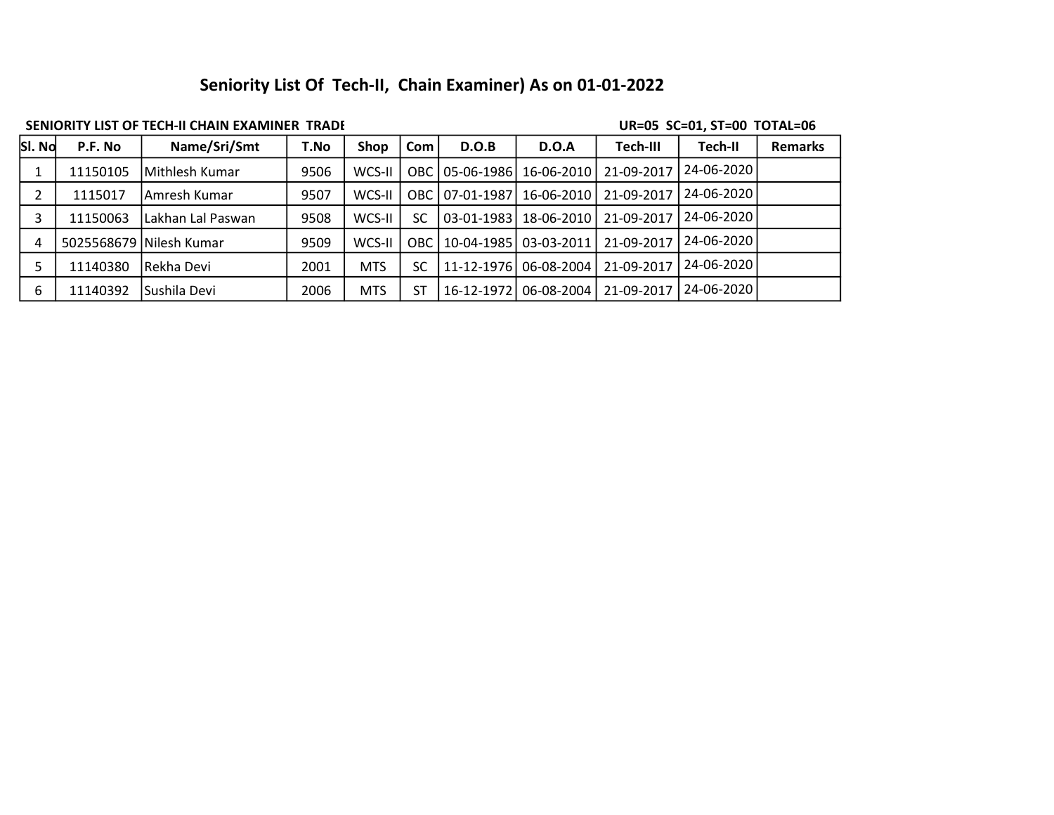# Seniority List Of Tech-II, Chain Examiner) As on 01-01-2022

**SENIORITY LIST OF TECH-II CHAIN EXAMINER TRADE** **UR=05 SC=01, ST=00 TOTAL=06**

| Sl. No | P.F. No | Name/Sri/Smt | T.No | Shop | Com | D.O.B | D.O.A | Tech-III | Tech-II | Remarks |
|---|---|---|---|---|---|---|---|---|---|---|
| 1 | 11150105 | Mithlesh Kumar | 9506 | WCS-II | OBC | 05-06-1986 | 16-06-2010 | 21-09-2017 | 24-06-2020 | |
| 2 | 1115017 | Amresh Kumar | 9507 | WCS-II | OBC | 07-01-1987 | 16-06-2010 | 21-09-2017 | 24-06-2020 | |
| 3 | 11150063 | Lakhan Lal Paswan | 9508 | WCS-II | SC | 03-01-1983 | 18-06-2010 | 21-09-2017 | 24-06-2020 | |
| 4 | 5025568679 | Nilesh Kumar | 9509 | WCS-II | OBC | 10-04-1985 | 03-03-2011 | 21-09-2017 | 24-06-2020 | |
| 5 | 11140380 | Rekha Devi | 2001 | MTS | SC | 11-12-1976 | 06-08-2004 | 21-09-2017 | 24-06-2020 | |
| 6 | 11140392 | Sushila Devi | 2006 | MTS | ST | 16-12-1972 | 06-08-2004 | 21-09-2017 | 24-06-2020 | |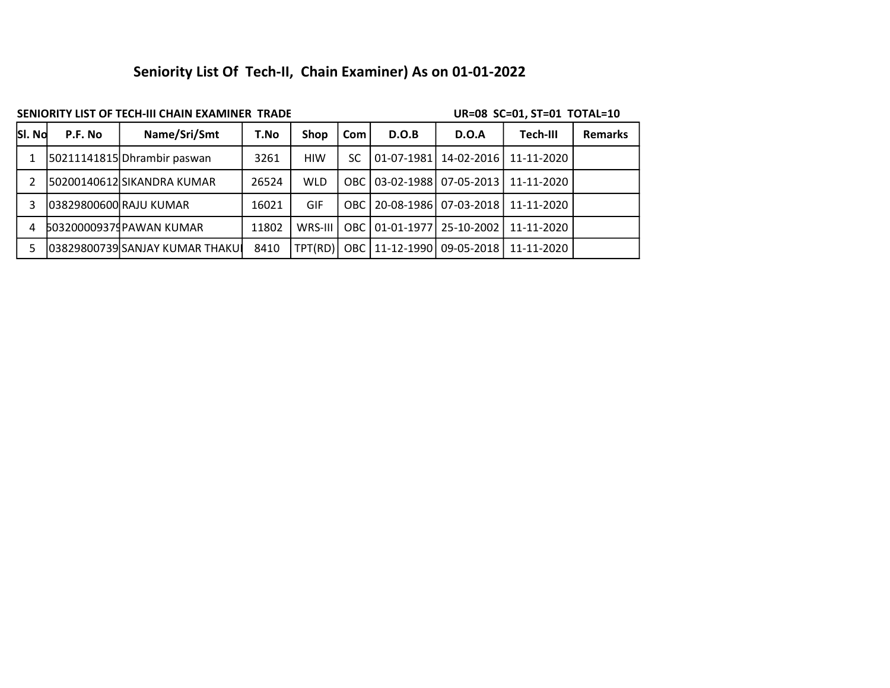# Seniority List Of Tech-II, Chain Examiner) As on 01-01-2022

**SENIORITY LIST OF TECH-III CHAIN EXAMINER TRADE** **UR=08 SC=01, ST=01 TOTAL=10**

| Sl. No | P.F. No | Name/Sri/Smt | T.No | Shop | Com | D.O.B | D.O.A | Tech-III | Remarks |
|---|---|---|---|---|---|---|---|---|---|
| 1 | 50211141815 | Dhrambir paswan | 3261 | HIW | SC | 01-07-1981 | 14-02-2016 | 11-11-2020 | |
| 2 | 50200140612 | SIKANDRA KUMAR | 26524 | WLD | OBC | 03-02-1988 | 07-05-2013 | 11-11-2020 | |
| 3 | 03829800600 | RAJU KUMAR | 16021 | GIF | OBC | 20-08-1986 | 07-03-2018 | 11-11-2020 | |
| 4 | 503200009379 | PAWAN KUMAR | 11802 | WRS-III | OBC | 01-01-1977 | 25-10-2002 | 11-11-2020 | |
| 5 | 03829800739 | SANJAY KUMAR THAKUI | 8410 | TPT(RD) | OBC | 11-12-1990 | 09-05-2018 | 11-11-2020 | |